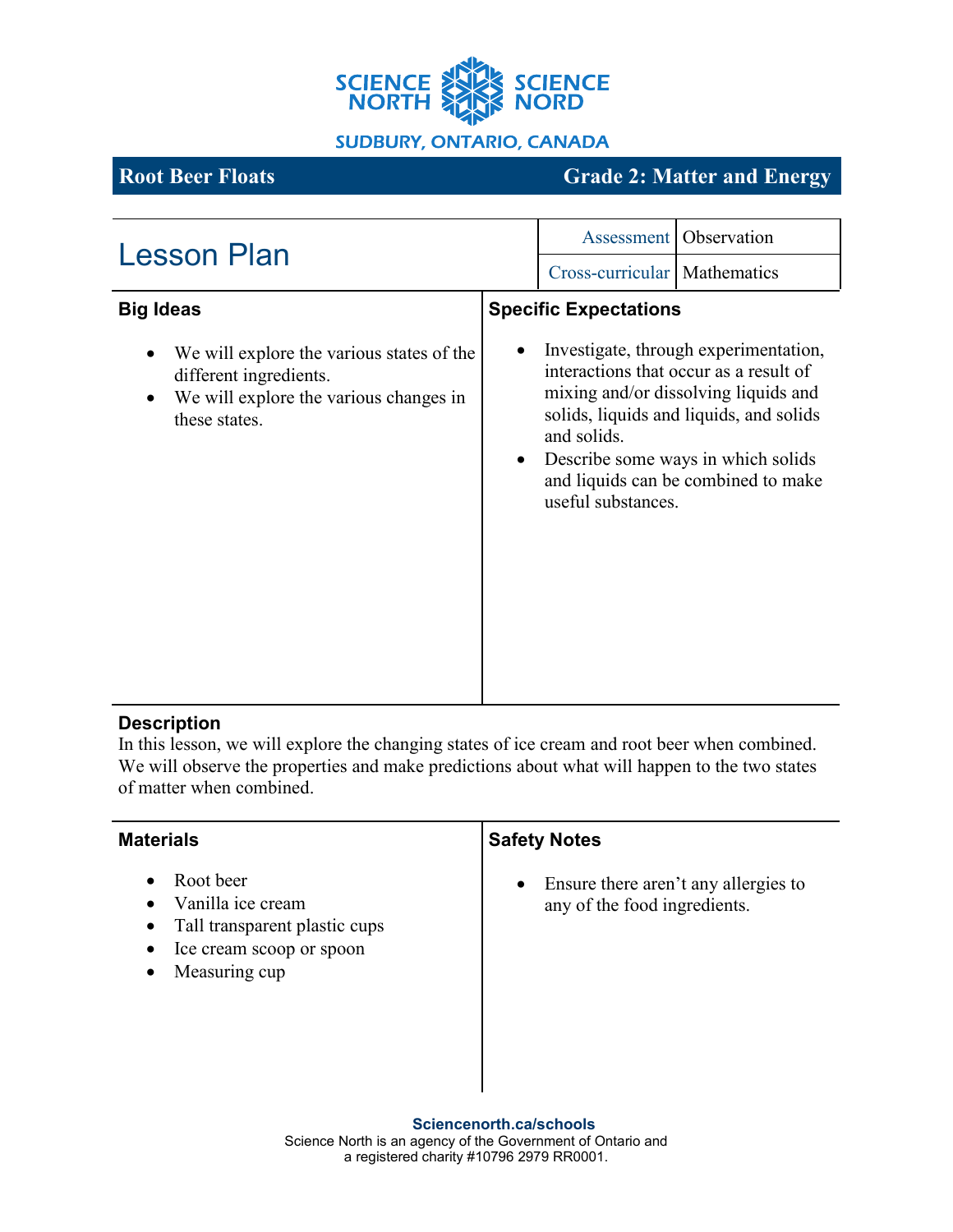SCIENCE NORTH SCIENCE NORD

SUDBURY, ONTARIO, CANADA

**Root Beer Floats** | **Grade 2: Matter and Energy**

# Lesson Plan

| Assessment | Observation |
| --- | --- |
| Cross-curricular | Mathematics |

## Big Ideas

- We will explore the various states of the different ingredients.
- We will explore the various changes in these states.

## Specific Expectations

- Investigate, through experimentation, interactions that occur as a result of mixing and/or dissolving liquids and solids, liquids and liquids, and solids and solids.
- Describe some ways in which solids and liquids can be combined to make useful substances.

## Description

In this lesson, we will explore the changing states of ice cream and root beer when combined. We will observe the properties and make predictions about what will happen to the two states of matter when combined.

## Materials

- Root beer
- Vanilla ice cream
- Tall transparent plastic cups
- Ice cream scoop or spoon
- Measuring cup

## Safety Notes

- Ensure there aren't any allergies to any of the food ingredients.

**Sciencenorth.ca/schools**
Science North is an agency of the Government of Ontario and a registered charity #10796 2979 RR0001.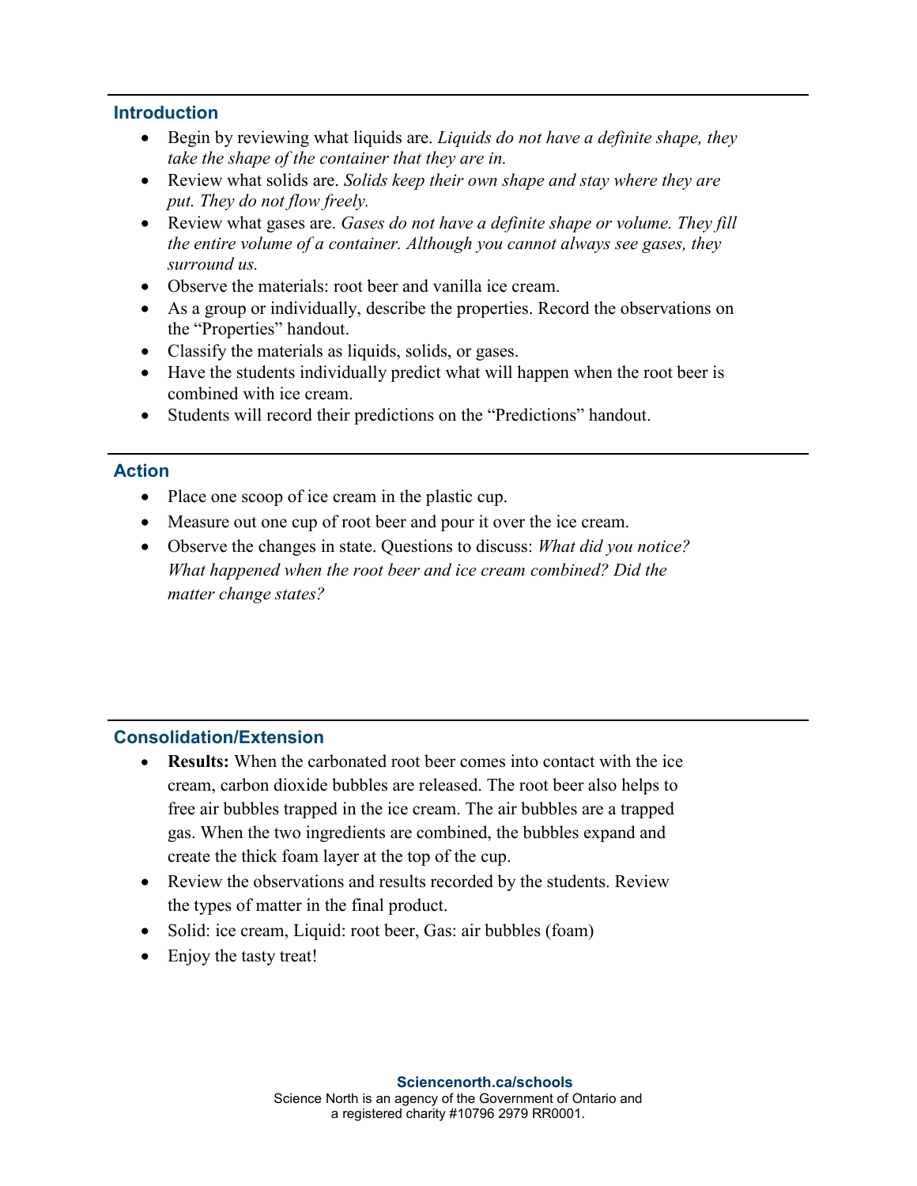## Introduction

- Begin by reviewing what liquids are. *Liquids do not have a definite shape, they take the shape of the container that they are in.*
- Review what solids are. *Solids keep their own shape and stay where they are put. They do not flow freely.*
- Review what gases are. *Gases do not have a definite shape or volume. They fill the entire volume of a container. Although you cannot always see gases, they surround us.*
- Observe the materials: root beer and vanilla ice cream.
- As a group or individually, describe the properties. Record the observations on the "Properties" handout.
- Classify the materials as liquids, solids, or gases.
- Have the students individually predict what will happen when the root beer is combined with ice cream.
- Students will record their predictions on the "Predictions" handout.

## Action

- Place one scoop of ice cream in the plastic cup.
- Measure out one cup of root beer and pour it over the ice cream.
- Observe the changes in state. Questions to discuss: *What did you notice? What happened when the root beer and ice cream combined? Did the matter change states?*

## Consolidation/Extension

- **Results:** When the carbonated root beer comes into contact with the ice cream, carbon dioxide bubbles are released. The root beer also helps to free air bubbles trapped in the ice cream. The air bubbles are a trapped gas. When the two ingredients are combined, the bubbles expand and create the thick foam layer at the top of the cup.
- Review the observations and results recorded by the students. Review the types of matter in the final product.
- Solid: ice cream, Liquid: root beer, Gas: air bubbles (foam)
- Enjoy the tasty treat!

**Sciencenorth.ca/schools**
Science North is an agency of the Government of Ontario and a registered charity #10796 2979 RR0001.